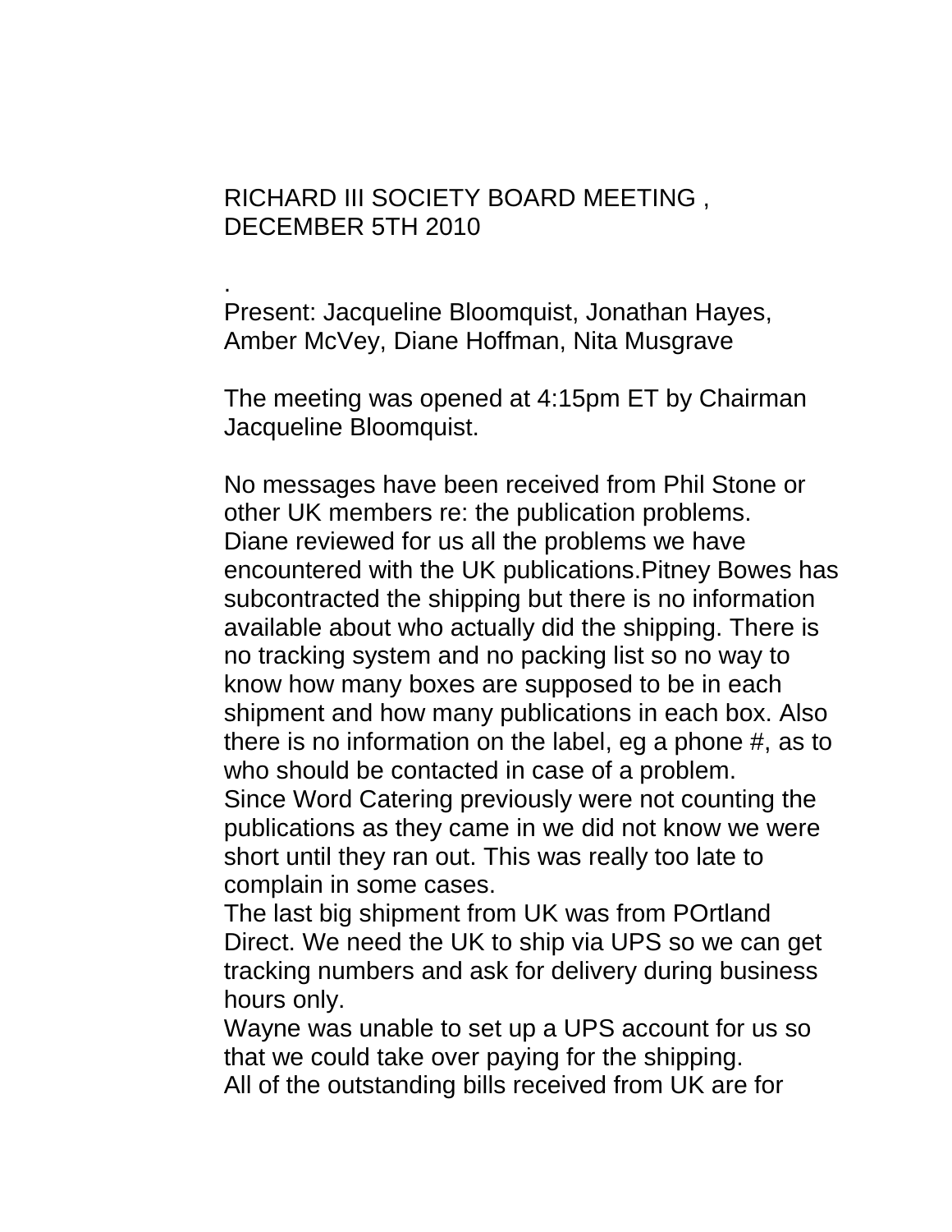# RICHARD III SOCIETY BOARD MEETING , DECEMBER 5TH 2010

.
Present: Jacqueline Bloomquist, Jonathan Hayes, Amber McVey, Diane Hoffman, Nita Musgrave

The meeting was opened at 4:15pm ET by Chairman Jacqueline Bloomquist.

No messages have been received from Phil Stone or other UK members re: the publication problems.
Diane reviewed for us all the problems we have encountered with the UK publications.Pitney Bowes has subcontracted the shipping but there is no information available about who actually did the shipping. There is no tracking system and no packing list so no way to know how many boxes are supposed to be in each shipment and how many publications in each box. Also there is no information on the label, eg a phone #, as to who should be contacted in case of a problem.
Since Word Catering previously were not counting the publications as they came in we did not know we were short until they ran out. This was really too late to complain in some cases.
The last big shipment from UK was from POrtland Direct. We need the UK to ship via UPS so we can get tracking numbers and ask for delivery during business hours only.
Wayne was unable to set up a UPS account for us so that we could take over paying for the shipping.
All of the outstanding bills received from UK are for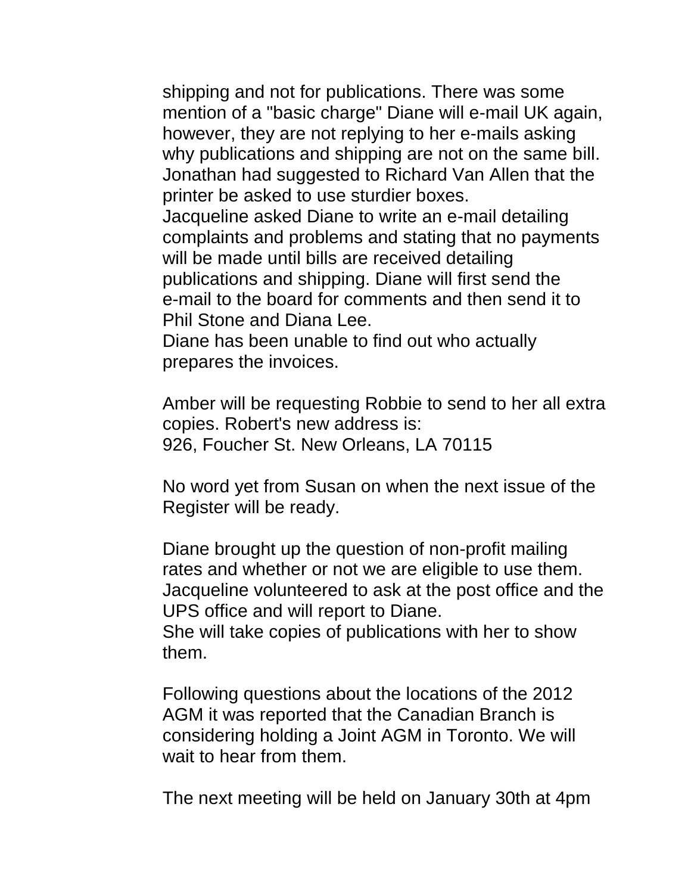shipping and not for publications. There was some mention of a "basic charge" Diane will e-mail UK again, however, they are not replying to her e-mails asking why publications and shipping are not on the same bill. Jonathan had suggested to Richard Van Allen that the printer be asked to use sturdier boxes.
Jacqueline asked Diane to write an e-mail detailing complaints and problems and stating that no payments will be made until bills are received detailing publications and shipping. Diane will first send the e-mail to the board for comments and then send it to Phil Stone and Diana Lee.
Diane has been unable to find out who actually prepares the invoices.

Amber will be requesting Robbie to send to her all extra copies. Robert's new address is:
926, Foucher St. New Orleans, LA 70115

No word yet from Susan on when the next issue of the Register will be ready.

Diane brought up the question of non-profit mailing rates and whether or not we are eligible to use them. Jacqueline volunteered to ask at the post office and the UPS office and will report to Diane.
She will take copies of publications with her to show them.

Following questions about the locations of the 2012 AGM it was reported that the Canadian Branch is considering holding a Joint AGM in Toronto. We will wait to hear from them.

The next meeting will be held on January 30th at 4pm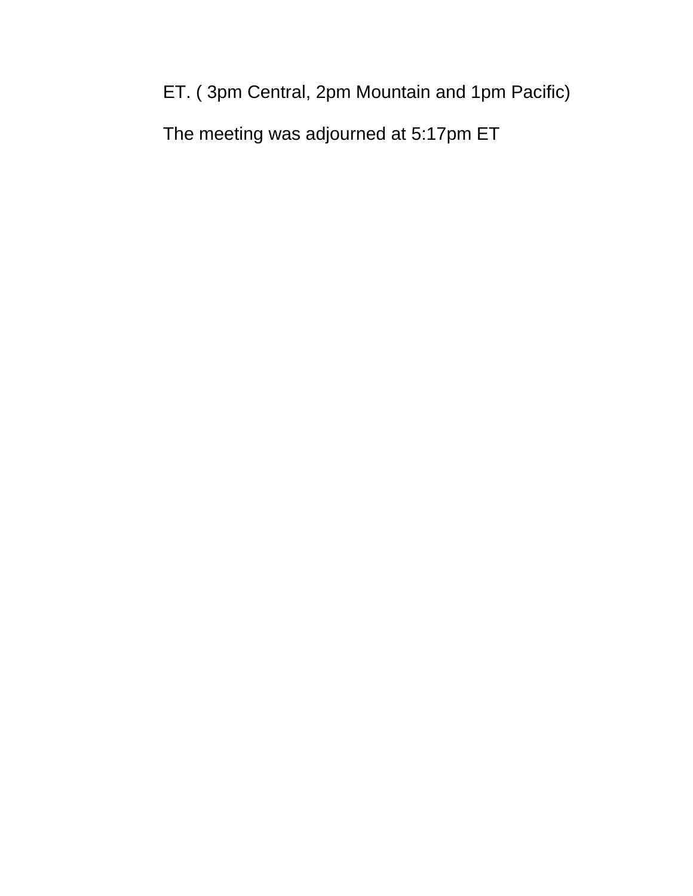ET. ( 3pm Central, 2pm Mountain and 1pm Pacific)

The meeting was adjourned at 5:17pm ET